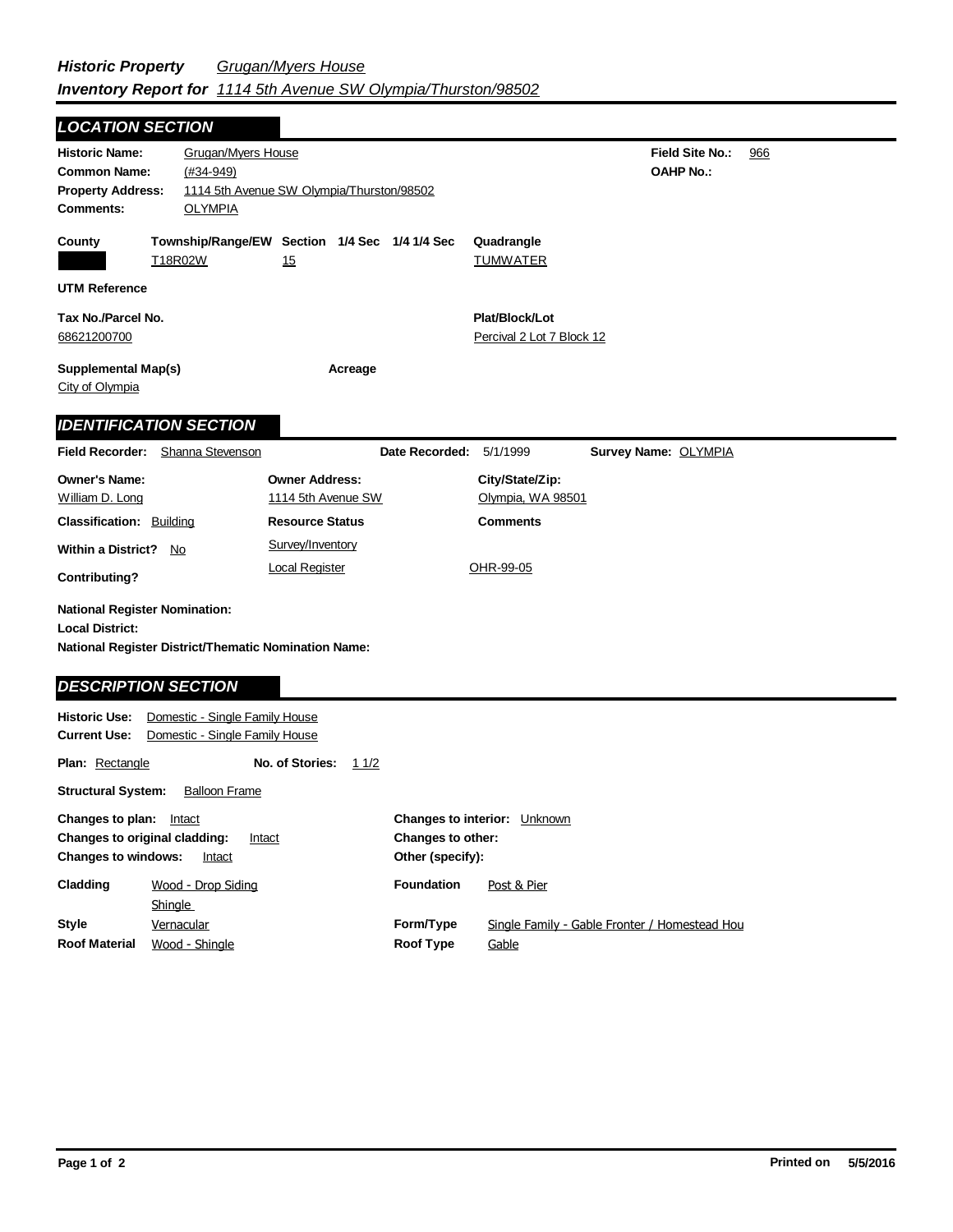***Historic Property Inventory Report for*** *Grugan/Myers House*
*1114 5th Avenue SW Olympia/Thurston/98502*

## LOCATION SECTION

**Historic Name:** Grugan/Myers House
**Common Name:** (#34-949)
**Property Address:** 1114 5th Avenue SW Olympia/Thurston/98502
**Comments:** OLYMPIA

**Field Site No.:** 966
**OAHP No.:**

| County | Township/Range/EW | Section | 1/4 Sec | 1/4 1/4 Sec | Quadrangle |
|---|---|---|---|---|---|
| | T18R02W | 15 | | | TUMWATER |

**UTM Reference**

**Tax No./Parcel No.**
68621200700

**Plat/Block/Lot**
Percival 2 Lot 7 Block 12

**Supplemental Map(s)**
City of Olympia

**Acreage**

## IDENTIFICATION SECTION

**Field Recorder:** Shanna Stevenson **Date Recorded:** 5/1/1999 **Survey Name:** OLYMPIA

| Owner's Name: | Owner Address: | City/State/Zip: |
|---|---|---|
| William D. Long | 1114 5th Avenue SW | Olympia, WA 98501 |

**Classification:** Building
**Within a District?** No
**Contributing?**

| Resource Status | Comments |
|---|---|
| Survey/Inventory | |
| Local Register | OHR-99-05 |

**National Register Nomination:**
**Local District:**
**National Register District/Thematic Nomination Name:**

## DESCRIPTION SECTION

**Historic Use:** Domestic - Single Family House
**Current Use:** Domestic - Single Family House

**Plan:** Rectangle **No. of Stories:** 1 1/2

**Structural System:** Balloon Frame

**Changes to plan:** Intact
**Changes to original cladding:** Intact
**Changes to windows:** Intact

**Changes to interior:** Unknown
**Changes to other:**
**Other (specify):**

**Cladding:** Wood - Drop Siding; Shingle
**Style:** Vernacular
**Roof Material:** Wood - Shingle

**Foundation:** Post & Pier
**Form/Type:** Single Family - Gable Fronter / Homestead Hou
**Roof Type:** Gable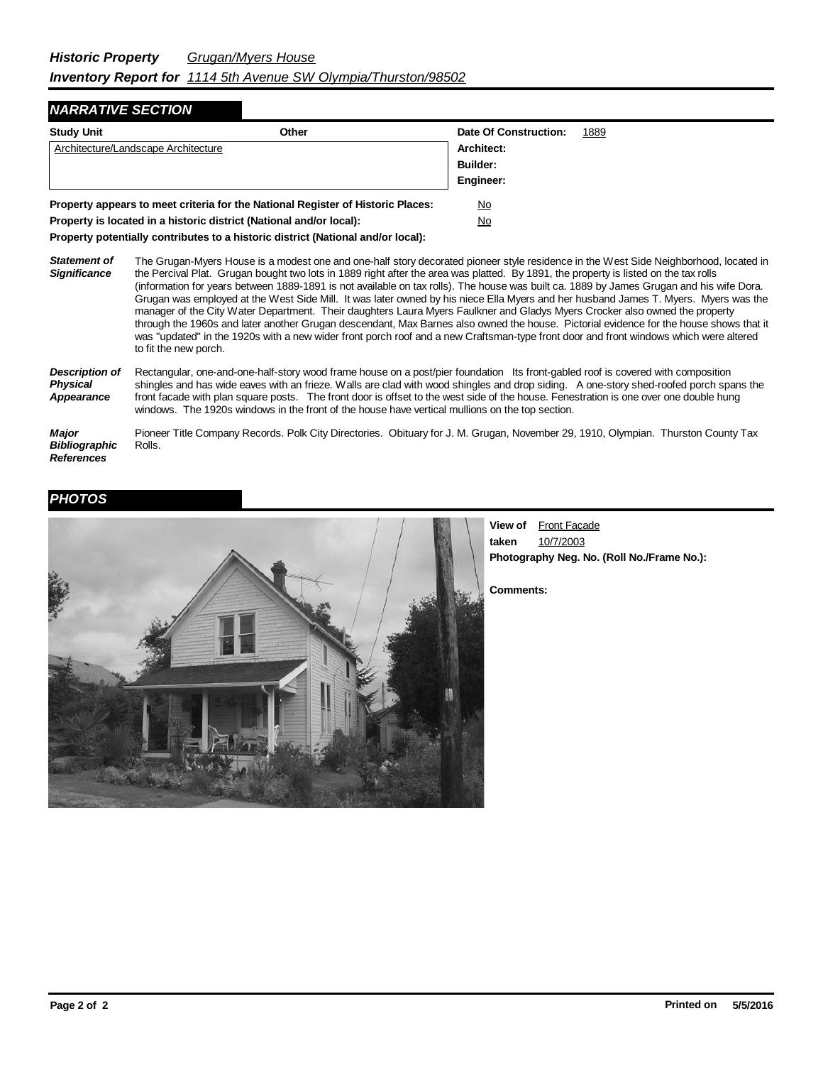**Historic Property** *Grugan/Myers House*
**Inventory Report for** *1114 5th Avenue SW Olympia/Thurston/98502*

## NARRATIVE SECTION

| Study Unit | Other | Date Of Construction: | 1889 |
|---|---|---|---|
| Architecture/Landscape Architecture | | Architect: | |
| | | Builder: | |
| | | Engineer: | |

**Property appears to meet criteria for the National Register of Historic Places:** No

**Property is located in a historic district (National and/or local):** No

**Property potentially contributes to a historic district (National and/or local):**

***Statement of Significance***

The Grugan-Myers House is a modest one and one-half story decorated pioneer style residence in the West Side Neighborhood, located in the Percival Plat. Grugan bought two lots in 1889 right after the area was platted. By 1891, the property is listed on the tax rolls (information for years between 1889-1891 is not available on tax rolls). The house was built ca. 1889 by James Grugan and his wife Dora. Grugan was employed at the West Side Mill. It was later owned by his niece Ella Myers and her husband James T. Myers. Myers was the manager of the City Water Department. Their daughters Laura Myers Faulkner and Gladys Myers Crocker also owned the property through the 1960s and later another Grugan descendant, Max Barnes also owned the house. Pictorial evidence for the house shows that it was "updated" in the 1920s with a new wider front porch roof and a new Craftsman-type front door and front windows which were altered to fit the new porch.

***Description of Physical Appearance***

Rectangular, one-and-one-half-story wood frame house on a post/pier foundation Its front-gabled roof is covered with composition shingles and has wide eaves with an frieze. Walls are clad with wood shingles and drop siding. A one-story shed-roofed porch spans the front facade with plan square posts. The front door is offset to the west side of the house. Fenestration is one over one double hung windows. The 1920s windows in the front of the house have vertical mullions on the top section.

***Major Bibliographic References***

Pioneer Title Company Records. Polk City Directories. Obituary for J. M. Grugan, November 29, 1910, Olympian. Thurston County Tax Rolls.

## PHOTOS

**View of** Front Façade
**taken** 10/7/2003
**Photography Neg. No. (Roll No./Frame No.):**

**Comments:**

**Printed on** 5/5/2016